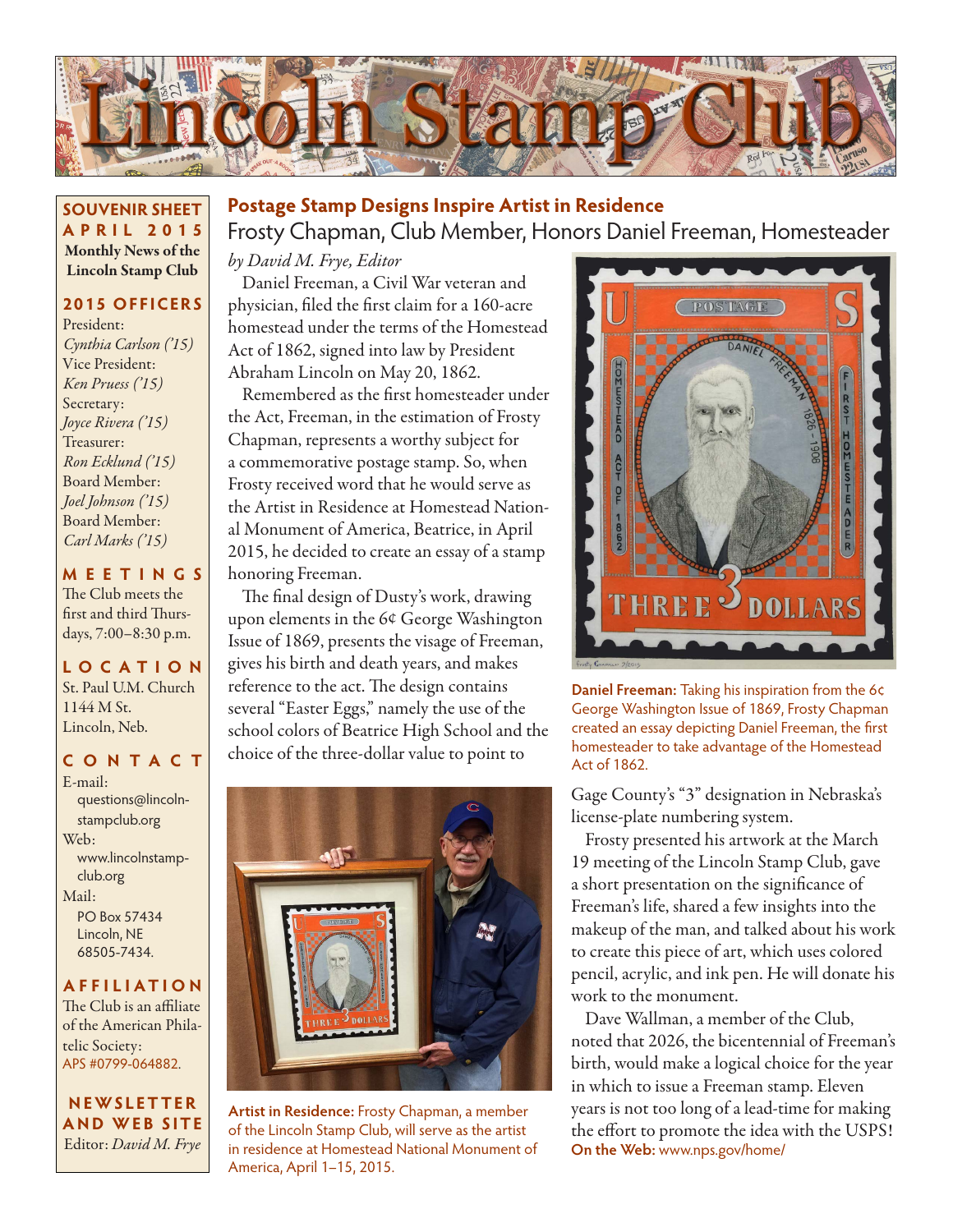# Lincoln Stamp Club

**SOUVENIR SHEET**
**APRIL 2015**
**Monthly News of the Lincoln Stamp Club**

**2015 OFFICERS**

President:
*Cynthia Carlson ('15)*
Vice President:
*Ken Pruess ('15)*
Secretary:
*Joyce Rivera ('15)*
Treasurer:
*Ron Ecklund ('15)*
Board Member:
*Joel Johnson ('15)*
Board Member:
*Carl Marks ('15)*

**MEETINGS**

The Club meets the first and third Thursdays, 7:00–8:30 p.m.

**LOCATION**

St. Paul U.M. Church
1144 M St.
Lincoln, Neb.

**CONTACT**

E-mail:
questions@lincolnstampclub.org
Web:
www.lincolnstampclub.org
Mail:
PO Box 57434
Lincoln, NE
68505-7434.

**AFFILIATION**

The Club is an affiliate of the American Philatelic Society:
APS #0799-064882.

**NEWSLETTER AND WEB SITE**

Editor: *David M. Frye*

## Postage Stamp Designs Inspire Artist in Residence

### Frosty Chapman, Club Member, Honors Daniel Freeman, Homesteader

*by David M. Frye, Editor*

Daniel Freeman, a Civil War veteran and physician, filed the first claim for a 160-acre homestead under the terms of the Homestead Act of 1862, signed into law by President Abraham Lincoln on May 20, 1862.

Remembered as the first homesteader under the Act, Freeman, in the estimation of Frosty Chapman, represents a worthy subject for a commemorative postage stamp. So, when Frosty received word that he would serve as the Artist in Residence at Homestead National Monument of America, Beatrice, in April 2015, he decided to create an essay of a stamp honoring Freeman.

The final design of Dusty's work, drawing upon elements in the 6¢ George Washington Issue of 1869, presents the visage of Freeman, gives his birth and death years, and makes reference to the act. The design contains several "Easter Eggs," namely the use of the school colors of Beatrice High School and the choice of the three-dollar value to point to Gage County's "3" designation in Nebraska's license-plate numbering system.

**Daniel Freeman:** Taking his inspiration from the 6¢ George Washington Issue of 1869, Frosty Chapman created an essay depicting Daniel Freeman, the first homesteader to take advantage of the Homestead Act of 1862.

**Artist in Residence:** Frosty Chapman, a member of the Lincoln Stamp Club, will serve as the artist in residence at Homestead National Monument of America, April 1–15, 2015.

Frosty presented his artwork at the March 19 meeting of the Lincoln Stamp Club, gave a short presentation on the significance of Freeman's life, shared a few insights into the makeup of the man, and talked about his work to create this piece of art, which uses colored pencil, acrylic, and ink pen. He will donate his work to the monument.

Dave Wallman, a member of the Club, noted that 2026, the bicentennial of Freeman's birth, would make a logical choice for the year in which to issue a Freeman stamp. Eleven years is not too long of a lead-time for making the effort to promote the idea with the USPS!

**On the Web:** www.nps.gov/home/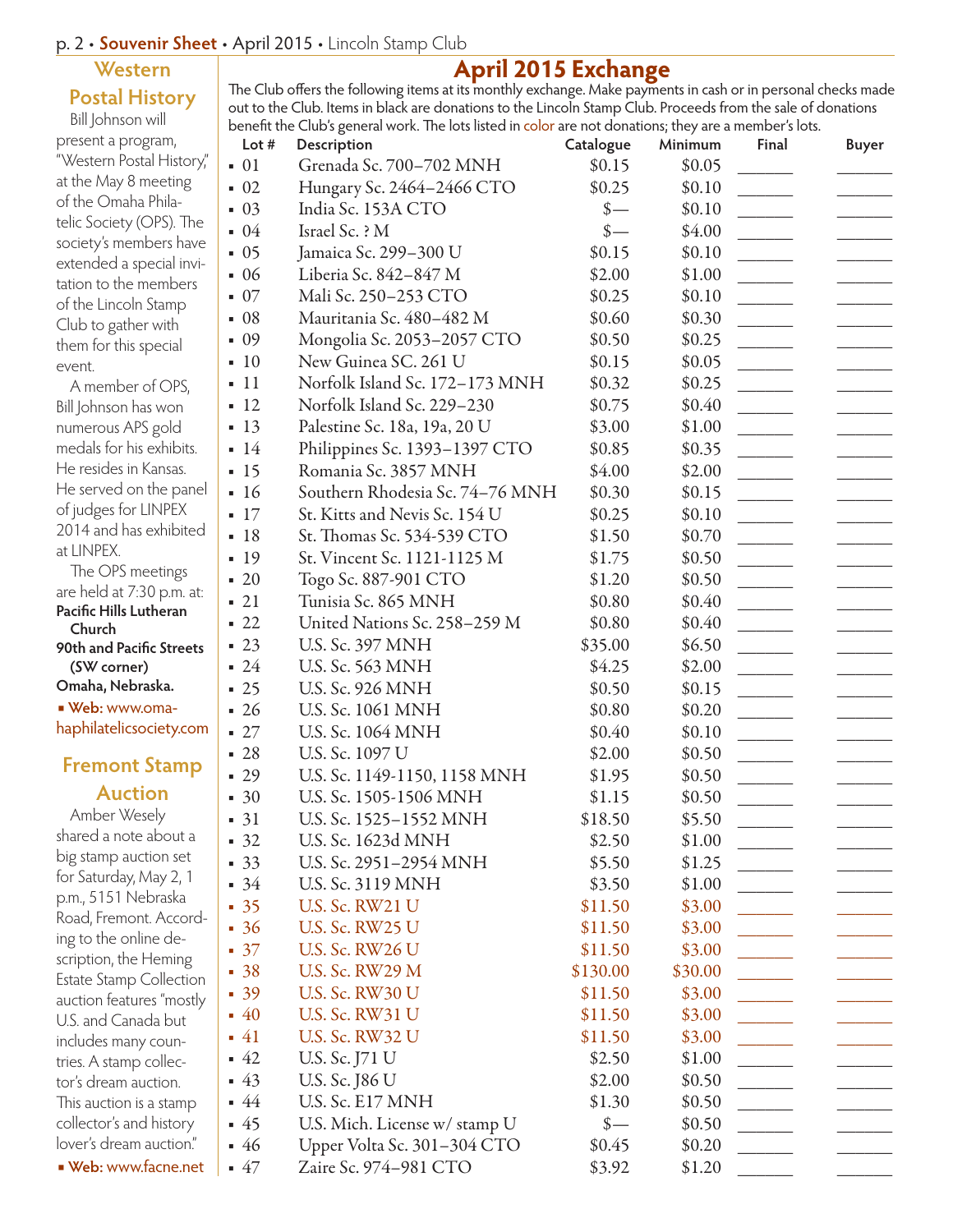## Western Postal History

Bill Johnson will present a program, "Western Postal History," at the May 8 meeting of the Omaha Philatelic Society (OPS). The society's members have extended a special invitation to the members of the Lincoln Stamp Club to gather with them for this special event.

A member of OPS, Bill Johnson has won numerous APS gold medals for his exhibits. He resides in Kansas. He served on the panel of judges for LINPEX 2014 and has exhibited at LINPEX.

The OPS meetings are held at 7:30 p.m. at:

**Pacific Hills Lutheran Church**
**90th and Pacific Streets (SW corner)**
**Omaha, Nebraska.**

▪ **Web:** www.omahaphilatelicsociety.com

## Fremont Stamp Auction

Amber Wesely shared a note about a big stamp auction set for Saturday, May 2, 1 p.m., 5151 Nebraska Road, Fremont. According to the online description, the Heming Estate Stamp Collection auction features "mostly U.S. and Canada but includes many countries. A stamp collector's dream auction. This auction is a stamp collector's and history lover's dream auction."

▪ **Web:** www.facne.net

# April 2015 Exchange

The Club offers the following items at its monthly exchange. Make payments in cash or in personal checks made out to the Club. Items in black are donations to the Lincoln Stamp Club. Proceeds from the sale of donations benefit the Club's general work. The lots listed in color are not donations; they are a member's lots.

| Lot # | Description | Catalogue | Minimum | Final | Buyer |
|---|---|---|---|---|---|
| 01 | Grenada Sc. 700–702 MNH | $0.15 | $0.05 | | |
| 02 | Hungary Sc. 2464–2466 CTO | $0.25 | $0.10 | | |
| 03 | India Sc. 153A CTO | $— | $0.10 | | |
| 04 | Israel Sc. ? M | $— | $4.00 | | |
| 05 | Jamaica Sc. 299–300 U | $0.15 | $0.10 | | |
| 06 | Liberia Sc. 842–847 M | $2.00 | $1.00 | | |
| 07 | Mali Sc. 250–253 CTO | $0.25 | $0.10 | | |
| 08 | Mauritania Sc. 480–482 M | $0.60 | $0.30 | | |
| 09 | Mongolia Sc. 2053–2057 CTO | $0.50 | $0.25 | | |
| 10 | New Guinea SC. 261 U | $0.15 | $0.05 | | |
| 11 | Norfolk Island Sc. 172–173 MNH | $0.32 | $0.25 | | |
| 12 | Norfolk Island Sc. 229–230 | $0.75 | $0.40 | | |
| 13 | Palestine Sc. 18a, 19a, 20 U | $3.00 | $1.00 | | |
| 14 | Philippines Sc. 1393–1397 CTO | $0.85 | $0.35 | | |
| 15 | Romania Sc. 3857 MNH | $4.00 | $2.00 | | |
| 16 | Southern Rhodesia Sc. 74–76 MNH | $0.30 | $0.15 | | |
| 17 | St. Kitts and Nevis Sc. 154 U | $0.25 | $0.10 | | |
| 18 | St. Thomas Sc. 534-539 CTO | $1.50 | $0.70 | | |
| 19 | St. Vincent Sc. 1121-1125 M | $1.75 | $0.50 | | |
| 20 | Togo Sc. 887-901 CTO | $1.20 | $0.50 | | |
| 21 | Tunisia Sc. 865 MNH | $0.80 | $0.40 | | |
| 22 | United Nations Sc. 258–259 M | $0.80 | $0.40 | | |
| 23 | U.S. Sc. 397 MNH | $35.00 | $6.50 | | |
| 24 | U.S. Sc. 563 MNH | $4.25 | $2.00 | | |
| 25 | U.S. Sc. 926 MNH | $0.50 | $0.15 | | |
| 26 | U.S. Sc. 1061 MNH | $0.80 | $0.20 | | |
| 27 | U.S. Sc. 1064 MNH | $0.40 | $0.10 | | |
| 28 | U.S. Sc. 1097 U | $2.00 | $0.50 | | |
| 29 | U.S. Sc. 1149-1150, 1158 MNH | $1.95 | $0.50 | | |
| 30 | U.S. Sc. 1505-1506 MNH | $1.15 | $0.50 | | |
| 31 | U.S. Sc. 1525–1552 MNH | $18.50 | $5.50 | | |
| 32 | U.S. Sc. 1623d MNH | $2.50 | $1.00 | | |
| 33 | U.S. Sc. 2951–2954 MNH | $5.50 | $1.25 | | |
| 34 | U.S. Sc. 3119 MNH | $3.50 | $1.00 | | |
| 35 | U.S. Sc. RW21 U | $11.50 | $3.00 | | |
| 36 | U.S. Sc. RW25 U | $11.50 | $3.00 | | |
| 37 | U.S. Sc. RW26 U | $11.50 | $3.00 | | |
| 38 | U.S. Sc. RW29 M | $130.00 | $30.00 | | |
| 39 | U.S. Sc. RW30 U | $11.50 | $3.00 | | |
| 40 | U.S. Sc. RW31 U | $11.50 | $3.00 | | |
| 41 | U.S. Sc. RW32 U | $11.50 | $3.00 | | |
| 42 | U.S. Sc. J71 U | $2.50 | $1.00 | | |
| 43 | U.S. Sc. J86 U | $2.00 | $0.50 | | |
| 44 | U.S. Sc. E17 MNH | $1.30 | $0.50 | | |
| 45 | U.S. Mich. License w/ stamp U | $— | $0.50 | | |
| 46 | Upper Volta Sc. 301–304 CTO | $0.45 | $0.20 | | |
| 47 | Zaire Sc. 974–981 CTO | $3.92 | $1.20 | | |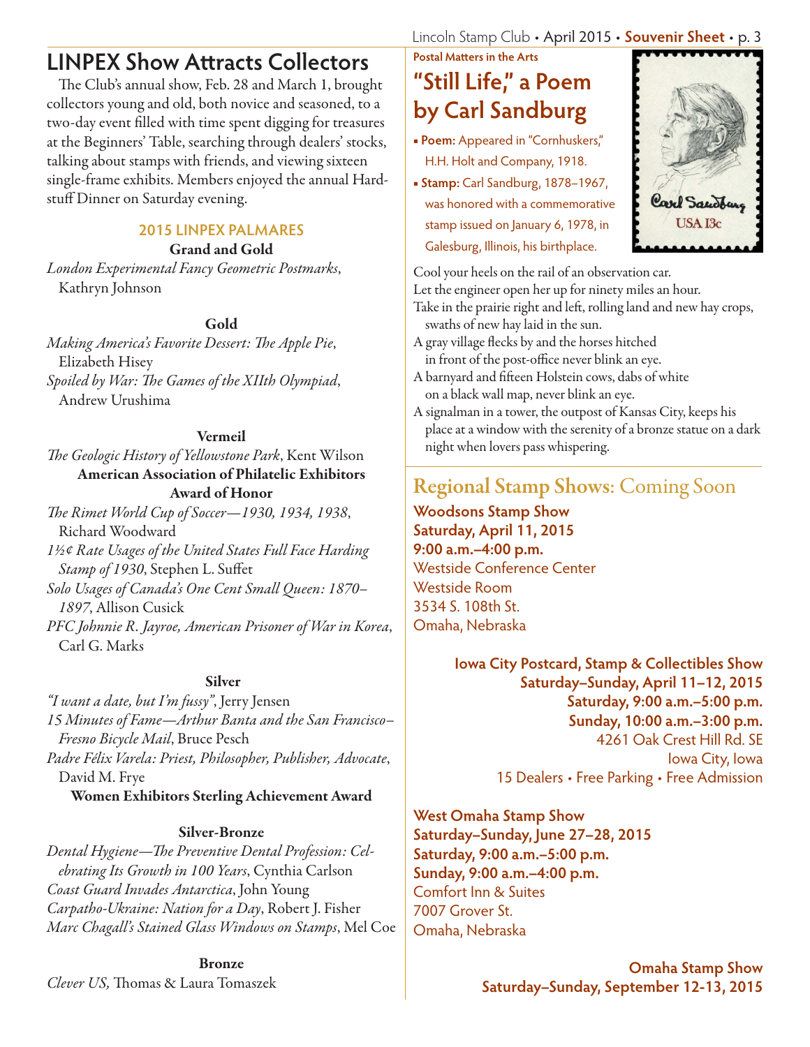## LINPEX Show Attracts Collectors

The Club's annual show, Feb. 28 and March 1, brought collectors young and old, both novice and seasoned, to a two-day event filled with time spent digging for treasures at the Beginners' Table, searching through dealers' stocks, talking about stamps with friends, and viewing sixteen single-frame exhibits. Members enjoyed the annual Hardstuff Dinner on Saturday evening.

### 2015 LINPEX PALMARES

**Grand and Gold**

*London Experimental Fancy Geometric Postmarks*, Kathryn Johnson

**Gold**

*Making America's Favorite Dessert: The Apple Pie*, Elizabeth Hisey

*Spoiled by War: The Games of the XIIth Olympiad*, Andrew Urushima

**Vermeil**

*The Geologic History of Yellowstone Park*, Kent Wilson

**American Association of Philatelic Exhibitors Award of Honor**

*The Rimet World Cup of Soccer—1930, 1934, 1938*, Richard Woodward

*1½¢ Rate Usages of the United States Full Face Harding Stamp of 1930*, Stephen L. Suffet

*Solo Usages of Canada's One Cent Small Queen: 1870–1897*, Allison Cusick

*PFC Johnnie R. Jayroe, American Prisoner of War in Korea*, Carl G. Marks

**Silver**

*"I want a date, but I'm fussy"*, Jerry Jensen

*15 Minutes of Fame—Arthur Banta and the San Francisco–Fresno Bicycle Mail*, Bruce Pesch

*Padre Félix Varela: Priest, Philosopher, Publisher, Advocate*, David M. Frye

**Women Exhibitors Sterling Achievement Award**

**Silver-Bronze**

*Dental Hygiene—The Preventive Dental Profession: Celebrating Its Growth in 100 Years*, Cynthia Carlson

*Coast Guard Invades Antarctica*, John Young

*Carpatho-Ukraine: Nation for a Day*, Robert J. Fisher

*Marc Chagall's Stained Glass Windows on Stamps*, Mel Coe

**Bronze**

*Clever US,* Thomas & Laura Tomaszek

**Postal Matters in the Arts**

## "Still Life," a Poem by Carl Sandburg

- **Poem:** Appeared in "Cornhuskers," H.H. Holt and Company, 1918.
- **Stamp:** Carl Sandburg, 1878–1967, was honored with a commemorative stamp issued on January 6, 1978, in Galesburg, Illinois, his birthplace.

Carl Sandburg USA 13c

Cool your heels on the rail of an observation car.
Let the engineer open her up for ninety miles an hour.
Take in the prairie right and left, rolling land and new hay crops, swaths of new hay laid in the sun.
A gray village flecks by and the horses hitched in front of the post-office never blink an eye.
A barnyard and fifteen Holstein cows, dabs of white on a black wall map, never blink an eye.
A signalman in a tower, the outpost of Kansas City, keeps his place at a window with the serenity of a bronze statue on a dark night when lovers pass whispering.

## Regional Stamp Shows: Coming Soon

**Woodsons Stamp Show**
**Saturday, April 11, 2015**
**9:00 a.m.–4:00 p.m.**
Westside Conference Center
Westside Room
3534 S. 108th St.
Omaha, Nebraska

**Iowa City Postcard, Stamp & Collectibles Show**
**Saturday–Sunday, April 11–12, 2015**
**Saturday, 9:00 a.m.–5:00 p.m.**
**Sunday, 10:00 a.m.–3:00 p.m.**
4261 Oak Crest Hill Rd. SE
Iowa City, Iowa
15 Dealers • Free Parking • Free Admission

**West Omaha Stamp Show**
**Saturday–Sunday, June 27–28, 2015**
**Saturday, 9:00 a.m.–5:00 p.m.**
**Sunday, 9:00 a.m.–4:00 p.m.**
Comfort Inn & Suites
7007 Grover St.
Omaha, Nebraska

**Omaha Stamp Show**
**Saturday–Sunday, September 12-13, 2015**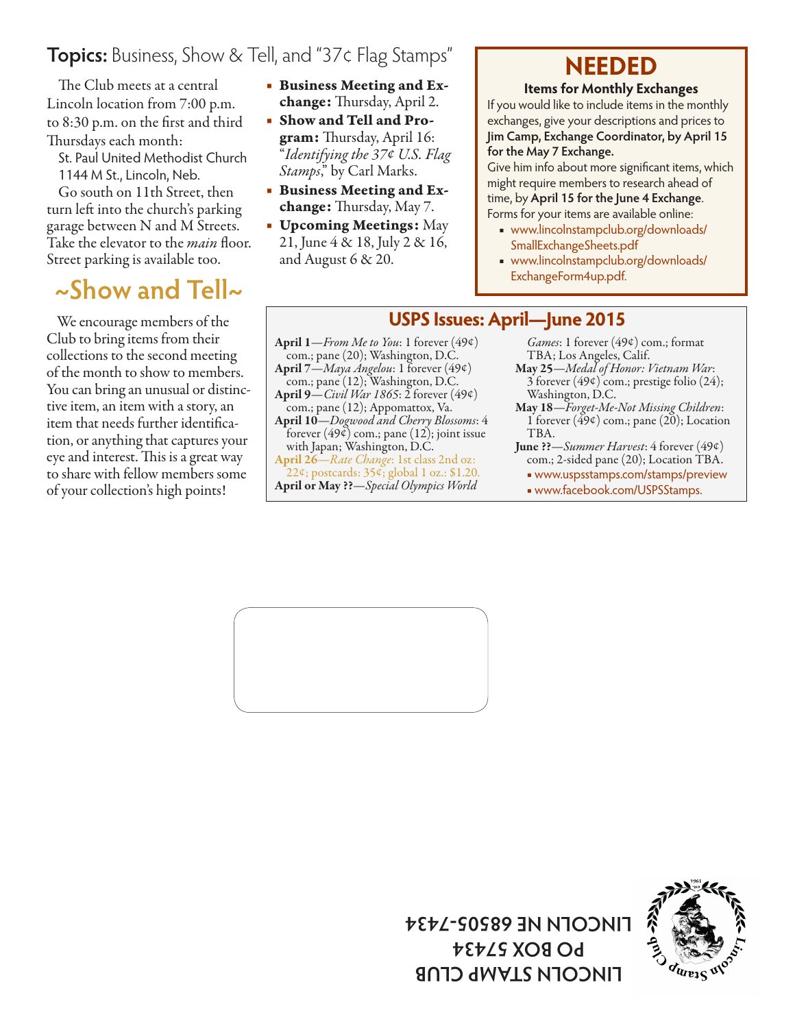## Topics: Business, Show & Tell, and "37¢ Flag Stamps"

The Club meets at a central Lincoln location from 7:00 p.m. to 8:30 p.m. on the first and third Thursdays each month:

St. Paul United Methodist Church
1144 M St., Lincoln, Neb.

Go south on 11th Street, then turn left into the church's parking garage between N and M Streets. Take the elevator to the *main* floor. Street parking is available too.

- **Business Meeting and Exchange:** Thursday, April 2.
- **Show and Tell and Program:** Thursday, April 16: "*Identifying the 37¢ U.S. Flag Stamps*," by Carl Marks.
- **Business Meeting and Exchange:** Thursday, May 7.
- **Upcoming Meetings:** May 21, June 4 & 18, July 2 & 16, and August 6 & 20.

## ~Show and Tell~

We encourage members of the Club to bring items from their collections to the second meeting of the month to show to members. You can bring an unusual or distinctive item, an item with a story, an item that needs further identification, or anything that captures your eye and interest. This is a great way to share with fellow members some of your collection's high points!

## NEEDED

**Items for Monthly Exchanges**

If you would like to include items in the monthly exchanges, give your descriptions and prices to **Jim Camp, Exchange Coordinator, by April 15 for the May 7 Exchange.**

Give him info about more significant items, which might require members to research ahead of time, by **April 15 for the June 4 Exchange**.

Forms for your items are available online:

- www.lincolnstampclub.org/downloads/SmallExchangeSheets.pdf
- www.lincolnstampclub.org/downloads/ExchangeForm4up.pdf.

## USPS Issues: April—June 2015

**April 1**—*From Me to You*: 1 forever (49¢) com.; pane (20); Washington, D.C.
**April 7**—*Maya Angelou*: 1 forever (49¢) com.; pane (12); Washington, D.C.
**April 9**—*Civil War 1865*: 2 forever (49¢) com.; pane (12); Appomattox, Va.
**April 10**—*Dogwood and Cherry Blossoms*: 4 forever (49¢) com.; pane (12); joint issue with Japan; Washington, D.C.
**April 26**—*Rate Change*: 1st class 2nd oz: 22¢; postcards: 35¢; global 1 oz.: $1.20.
**April or May ??**—*Special Olympics World Games*: 1 forever (49¢) com.; format TBA; Los Angeles, Calif.
**May 25**—*Medal of Honor: Vietnam War*: 3 forever (49¢) com.; prestige folio (24); Washington, D.C.
**May 18**—*Forget-Me-Not Missing Children*: 1 forever (49¢) com.; pane (20); Location TBA.
**June ??**—*Summer Harvest*: 4 forever (49¢) com.; 2-sided pane (20); Location TBA.

- www.uspsstamps.com/stamps/preview
- www.facebook.com/USPSStamps.

LINCOLN STAMP CLUB
PO BOX 57434
LINCOLN NE 68505-7434